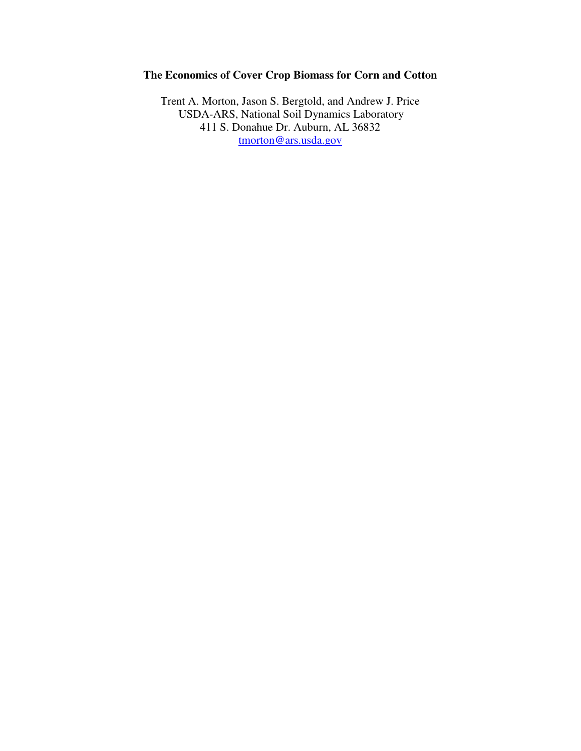# The Economics of Cover Crop Biomass for Corn and Cotton

Trent A. Morton, Jason S. Bergtold, and Andrew J. Price
USDA-ARS, National Soil Dynamics Laboratory
411 S. Donahue Dr. Auburn, AL 36832
tmorton@ars.usda.gov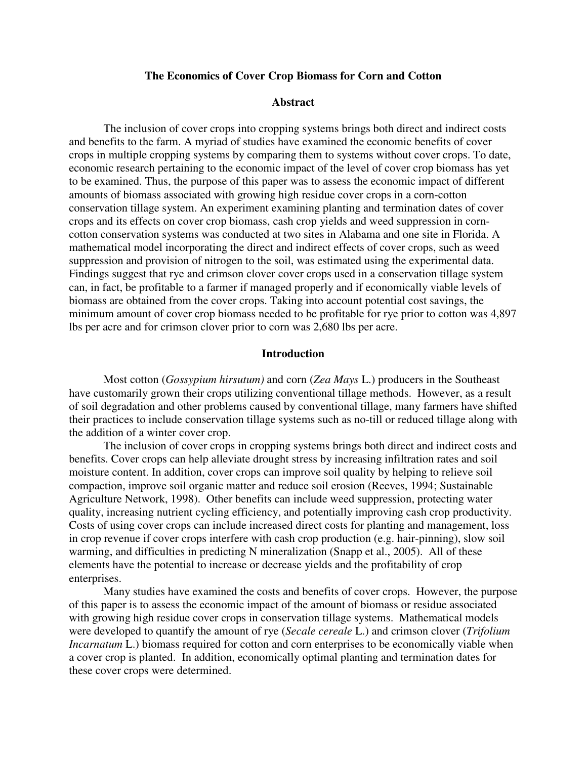## The Economics of Cover Crop Biomass for Corn and Cotton

### Abstract

The inclusion of cover crops into cropping systems brings both direct and indirect costs and benefits to the farm. A myriad of studies have examined the economic benefits of cover crops in multiple cropping systems by comparing them to systems without cover crops. To date, economic research pertaining to the economic impact of the level of cover crop biomass has yet to be examined. Thus, the purpose of this paper was to assess the economic impact of different amounts of biomass associated with growing high residue cover crops in a corn-cotton conservation tillage system. An experiment examining planting and termination dates of cover crops and its effects on cover crop biomass, cash crop yields and weed suppression in corn-cotton conservation systems was conducted at two sites in Alabama and one site in Florida. A mathematical model incorporating the direct and indirect effects of cover crops, such as weed suppression and provision of nitrogen to the soil, was estimated using the experimental data. Findings suggest that rye and crimson clover cover crops used in a conservation tillage system can, in fact, be profitable to a farmer if managed properly and if economically viable levels of biomass are obtained from the cover crops. Taking into account potential cost savings, the minimum amount of cover crop biomass needed to be profitable for rye prior to cotton was 4,897 lbs per acre and for crimson clover prior to corn was 2,680 lbs per acre.

### Introduction

Most cotton (*Gossypium hirsutum)* and corn (*Zea Mays* L.) producers in the Southeast have customarily grown their crops utilizing conventional tillage methods. However, as a result of soil degradation and other problems caused by conventional tillage, many farmers have shifted their practices to include conservation tillage systems such as no-till or reduced tillage along with the addition of a winter cover crop.

The inclusion of cover crops in cropping systems brings both direct and indirect costs and benefits. Cover crops can help alleviate drought stress by increasing infiltration rates and soil moisture content. In addition, cover crops can improve soil quality by helping to relieve soil compaction, improve soil organic matter and reduce soil erosion (Reeves, 1994; Sustainable Agriculture Network, 1998). Other benefits can include weed suppression, protecting water quality, increasing nutrient cycling efficiency, and potentially improving cash crop productivity. Costs of using cover crops can include increased direct costs for planting and management, loss in crop revenue if cover crops interfere with cash crop production (e.g. hair-pinning), slow soil warming, and difficulties in predicting N mineralization (Snapp et al., 2005). All of these elements have the potential to increase or decrease yields and the profitability of crop enterprises.

Many studies have examined the costs and benefits of cover crops. However, the purpose of this paper is to assess the economic impact of the amount of biomass or residue associated with growing high residue cover crops in conservation tillage systems. Mathematical models were developed to quantify the amount of rye (*Secale cereale* L.) and crimson clover (*Trifolium Incarnatum* L.) biomass required for cotton and corn enterprises to be economically viable when a cover crop is planted. In addition, economically optimal planting and termination dates for these cover crops were determined.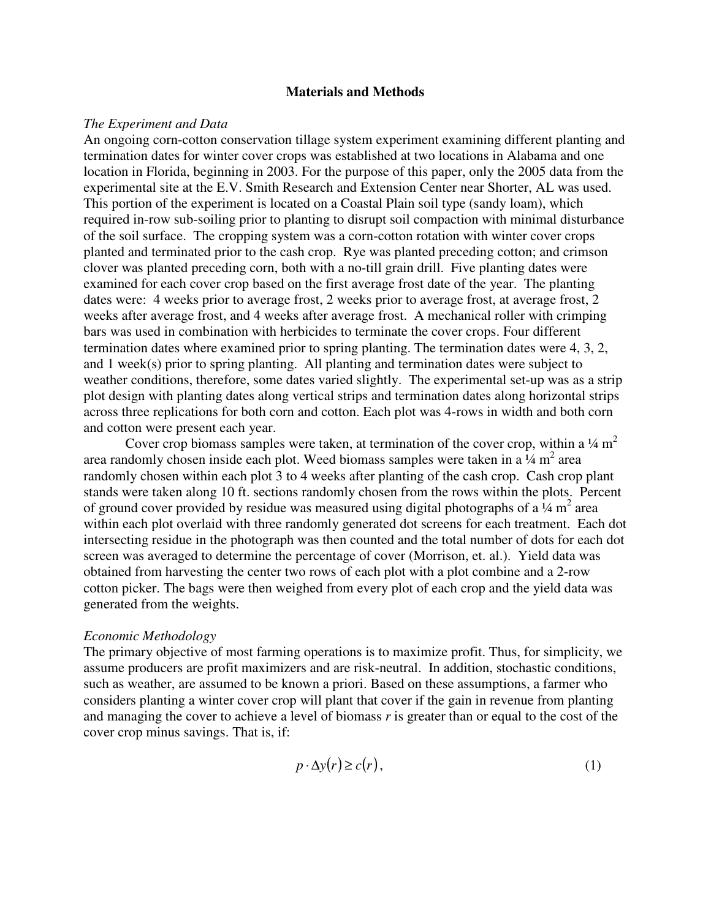## Materials and Methods

### *The Experiment and Data*

An ongoing corn-cotton conservation tillage system experiment examining different planting and termination dates for winter cover crops was established at two locations in Alabama and one location in Florida, beginning in 2003. For the purpose of this paper, only the 2005 data from the experimental site at the E.V. Smith Research and Extension Center near Shorter, AL was used. This portion of the experiment is located on a Coastal Plain soil type (sandy loam), which required in-row sub-soiling prior to planting to disrupt soil compaction with minimal disturbance of the soil surface. The cropping system was a corn-cotton rotation with winter cover crops planted and terminated prior to the cash crop. Rye was planted preceding cotton; and crimson clover was planted preceding corn, both with a no-till grain drill. Five planting dates were examined for each cover crop based on the first average frost date of the year. The planting dates were: 4 weeks prior to average frost, 2 weeks prior to average frost, at average frost, 2 weeks after average frost, and 4 weeks after average frost. A mechanical roller with crimping bars was used in combination with herbicides to terminate the cover crops. Four different termination dates where examined prior to spring planting. The termination dates were 4, 3, 2, and 1 week(s) prior to spring planting. All planting and termination dates were subject to weather conditions, therefore, some dates varied slightly. The experimental set-up was as a strip plot design with planting dates along vertical strips and termination dates along horizontal strips across three replications for both corn and cotton. Each plot was 4-rows in width and both corn and cotton were present each year.

Cover crop biomass samples were taken, at termination of the cover crop, within a ¼ $m^2$ area randomly chosen inside each plot. Weed biomass samples were taken in a ¼ $m^2$ area randomly chosen within each plot 3 to 4 weeks after planting of the cash crop. Cash crop plant stands were taken along 10 ft. sections randomly chosen from the rows within the plots. Percent of ground cover provided by residue was measured using digital photographs of a ¼ $m^2$ area within each plot overlaid with three randomly generated dot screens for each treatment. Each dot intersecting residue in the photograph was then counted and the total number of dots for each dot screen was averaged to determine the percentage of cover (Morrison, et. al.). Yield data was obtained from harvesting the center two rows of each plot with a plot combine and a 2-row cotton picker. The bags were then weighed from every plot of each crop and the yield data was generated from the weights.

### *Economic Methodology*

The primary objective of most farming operations is to maximize profit. Thus, for simplicity, we assume producers are profit maximizers and are risk-neutral. In addition, stochastic conditions, such as weather, are assumed to be known a priori. Based on these assumptions, a farmer who considers planting a winter cover crop will plant that cover if the gain in revenue from planting and managing the cover to achieve a level of biomass *r* is greater than or equal to the cost of the cover crop minus savings. That is, if:

$$p \cdot \Delta y(r) \geq c(r), \tag{1}$$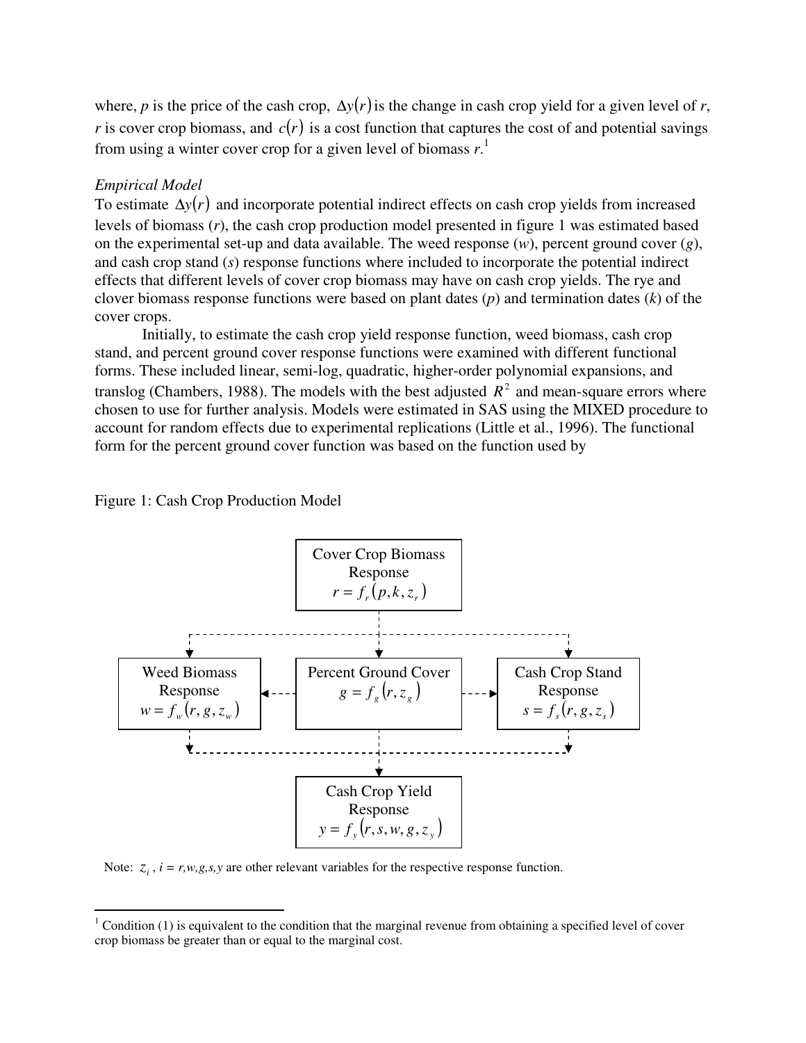where, $p$ is the price of the cash crop, $\Delta y(r)$ is the change in cash crop yield for a given level of $r$, $r$ is cover crop biomass, and $c(r)$ is a cost function that captures the cost of and potential savings from using a winter cover crop for a given level of biomass $r$.[1]

*Empirical Model*

To estimate $\Delta y(r)$ and incorporate potential indirect effects on cash crop yields from increased levels of biomass ($r$), the cash crop production model presented in figure 1 was estimated based on the experimental set-up and data available. The weed response ($w$), percent ground cover ($g$), and cash crop stand ($s$) response functions where included to incorporate the potential indirect effects that different levels of cover crop biomass may have on cash crop yields. The rye and clover biomass response functions were based on plant dates ($p$) and termination dates ($k$) of the cover crops.

Initially, to estimate the cash crop yield response function, weed biomass, cash crop stand, and percent ground cover response functions were examined with different functional forms. These included linear, semi-log, quadratic, higher-order polynomial expansions, and translog (Chambers, 1988). The models with the best adjusted $R^2$ and mean-square errors where chosen to use for further analysis. Models were estimated in SAS using the MIXED procedure to account for random effects due to experimental replications (Little et al., 1996). The functional form for the percent ground cover function was based on the function used by

Figure 1: Cash Crop Production Model

Cover Crop Biomass Response
$r = f_r(p, k, z_r)$

Weed Biomass Response
$w = f_w(r, g, z_w)$

Percent Ground Cover
$g = f_g(r, z_g)$

Cash Crop Stand Response
$s = f_s(r, g, z_s)$

Cash Crop Yield Response
$y = f_y(r, s, w, g, z_y)$

Note: $z_i$, $i = r,w,g,s,y$ are other relevant variables for the respective response function.

[1] Condition (1) is equivalent to the condition that the marginal revenue from obtaining a specified level of cover crop biomass be greater than or equal to the marginal cost.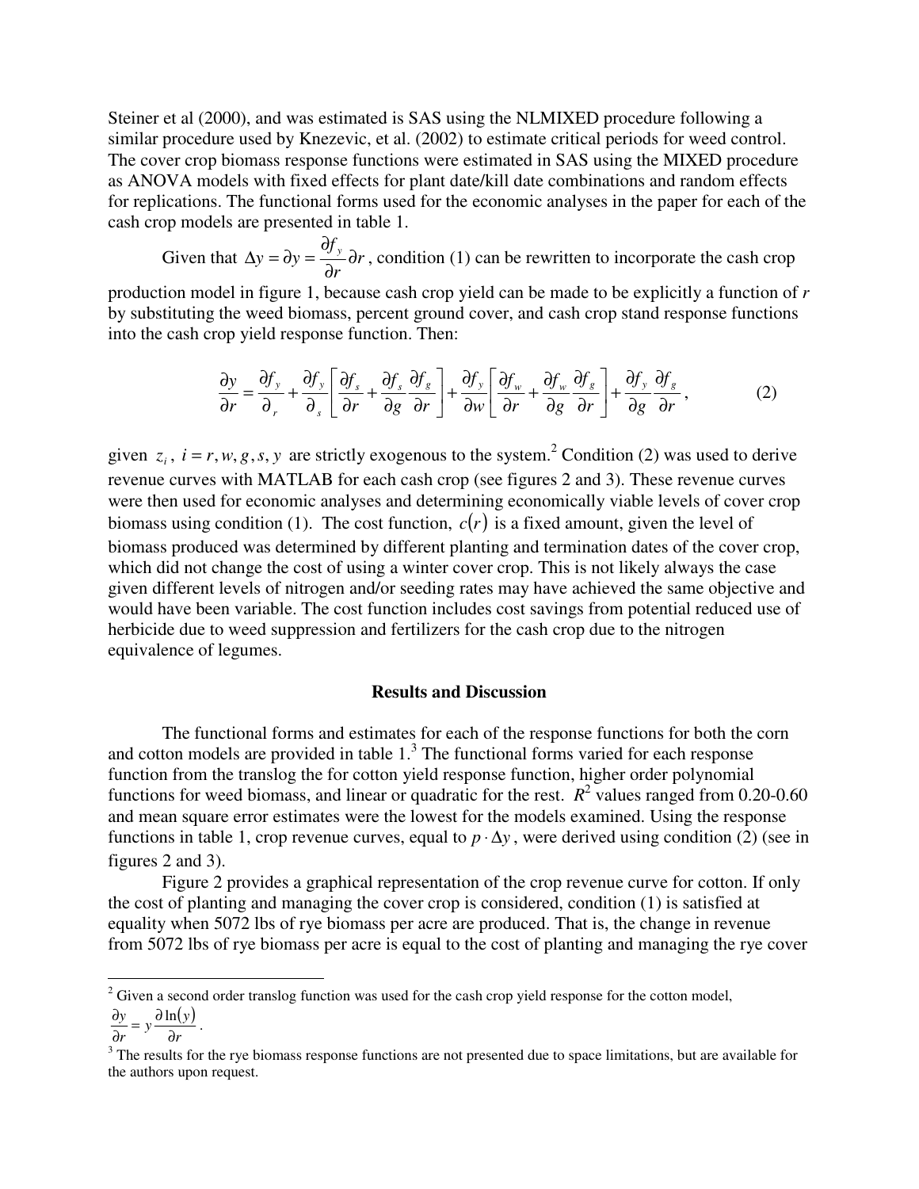Steiner et al (2000), and was estimated is SAS using the NLMIXED procedure following a similar procedure used by Knezevic, et al. (2002) to estimate critical periods for weed control. The cover crop biomass response functions were estimated in SAS using the MIXED procedure as ANOVA models with fixed effects for plant date/kill date combinations and random effects for replications. The functional forms used for the economic analyses in the paper for each of the cash crop models are presented in table 1.

Given that $\Delta y = \partial y = \frac{\partial f_y}{\partial r}\partial r$, condition (1) can be rewritten to incorporate the cash crop production model in figure 1, because cash crop yield can be made to be explicitly a function of *r* by substituting the weed biomass, percent ground cover, and cash crop stand response functions into the cash crop yield response function. Then:

$$\frac{\partial y}{\partial r} = \frac{\partial f_y}{\partial_r} + \frac{\partial f_y}{\partial_s}\left[\frac{\partial f_s}{\partial r} + \frac{\partial f_s}{\partial g}\frac{\partial f_g}{\partial r}\right] + \frac{\partial f_y}{\partial w}\left[\frac{\partial f_w}{\partial r} + \frac{\partial f_w}{\partial g}\frac{\partial f_g}{\partial r}\right] + \frac{\partial f_y}{\partial g}\frac{\partial f_g}{\partial r}, \tag{2}$$

given $z_i$, $i = r, w, g, s, y$ are strictly exogenous to the system.[2] Condition (2) was used to derive revenue curves with MATLAB for each cash crop (see figures 2 and 3). These revenue curves were then used for economic analyses and determining economically viable levels of cover crop biomass using condition (1). The cost function, $c(r)$ is a fixed amount, given the level of biomass produced was determined by different planting and termination dates of the cover crop, which did not change the cost of using a winter cover crop. This is not likely always the case given different levels of nitrogen and/or seeding rates may have achieved the same objective and would have been variable. The cost function includes cost savings from potential reduced use of herbicide due to weed suppression and fertilizers for the cash crop due to the nitrogen equivalence of legumes.

## Results and Discussion

The functional forms and estimates for each of the response functions for both the corn and cotton models are provided in table 1.[3] The functional forms varied for each response function from the translog the for cotton yield response function, higher order polynomial functions for weed biomass, and linear or quadratic for the rest. $R^2$ values ranged from 0.20-0.60 and mean square error estimates were the lowest for the models examined. Using the response functions in table 1, crop revenue curves, equal to $p \cdot \Delta y$, were derived using condition (2) (see in figures 2 and 3).

Figure 2 provides a graphical representation of the crop revenue curve for cotton. If only the cost of planting and managing the cover crop is considered, condition (1) is satisfied at equality when 5072 lbs of rye biomass per acre are produced. That is, the change in revenue from 5072 lbs of rye biomass per acre is equal to the cost of planting and managing the rye cover

---

[2] Given a second order translog function was used for the cash crop yield response for the cotton model, $\frac{\partial y}{\partial r} = y\frac{\partial \ln(y)}{\partial r}$.

[3] The results for the rye biomass response functions are not presented due to space limitations, but are available for the authors upon request.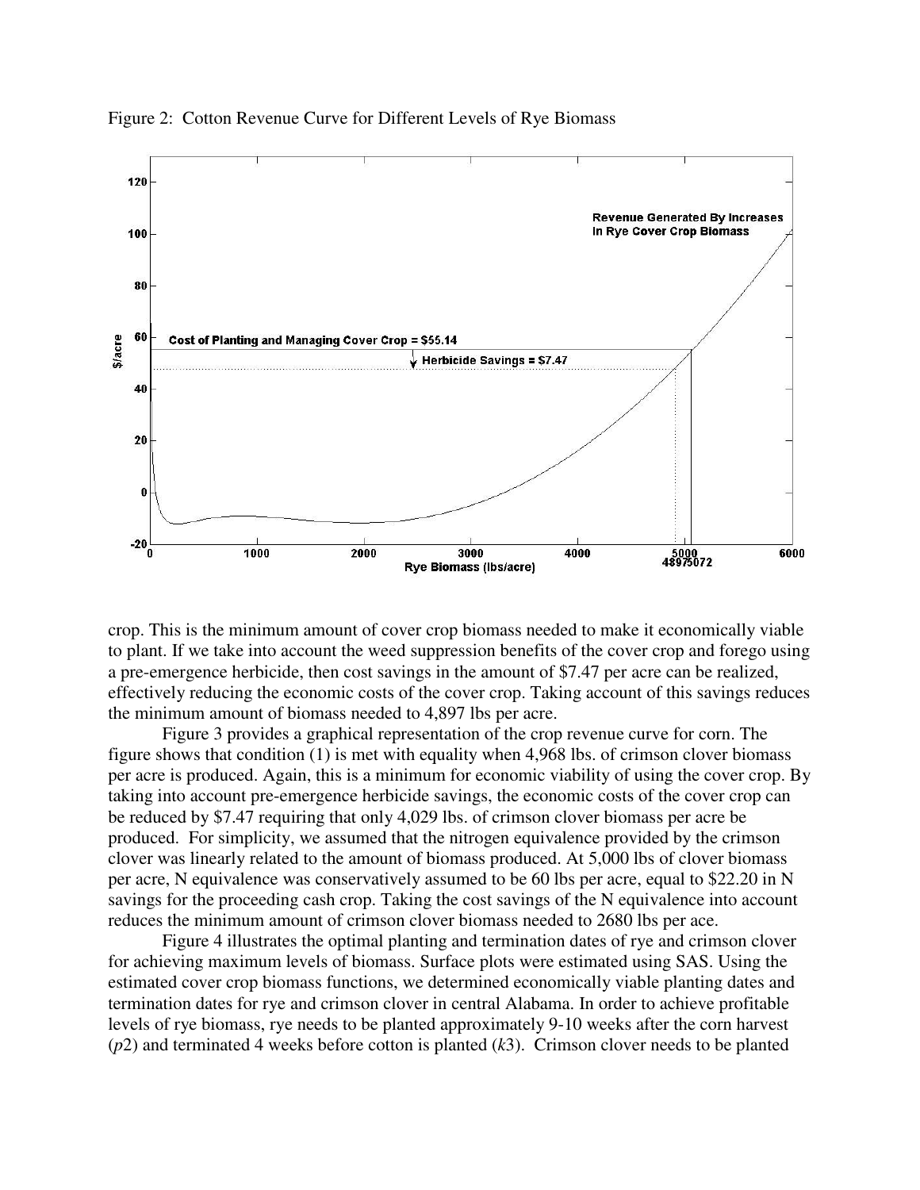Figure 2: Cotton Revenue Curve for Different Levels of Rye Biomass

crop. This is the minimum amount of cover crop biomass needed to make it economically viable to plant. If we take into account the weed suppression benefits of the cover crop and forego using a pre-emergence herbicide, then cost savings in the amount of $7.47 per acre can be realized, effectively reducing the economic costs of the cover crop. Taking account of this savings reduces the minimum amount of biomass needed to 4,897 lbs per acre.

Figure 3 provides a graphical representation of the crop revenue curve for corn. The figure shows that condition (1) is met with equality when 4,968 lbs. of crimson clover biomass per acre is produced. Again, this is a minimum for economic viability of using the cover crop. By taking into account pre-emergence herbicide savings, the economic costs of the cover crop can be reduced by $7.47 requiring that only 4,029 lbs. of crimson clover biomass per acre be produced. For simplicity, we assumed that the nitrogen equivalence provided by the crimson clover was linearly related to the amount of biomass produced. At 5,000 lbs of clover biomass per acre, N equivalence was conservatively assumed to be 60 lbs per acre, equal to $22.20 in N savings for the proceeding cash crop. Taking the cost savings of the N equivalence into account reduces the minimum amount of crimson clover biomass needed to 2680 lbs per ace.

Figure 4 illustrates the optimal planting and termination dates of rye and crimson clover for achieving maximum levels of biomass. Surface plots were estimated using SAS. Using the estimated cover crop biomass functions, we determined economically viable planting dates and termination dates for rye and crimson clover in central Alabama. In order to achieve profitable levels of rye biomass, rye needs to be planted approximately 9-10 weeks after the corn harvest ($p2$) and terminated 4 weeks before cotton is planted ($k3$). Crimson clover needs to be planted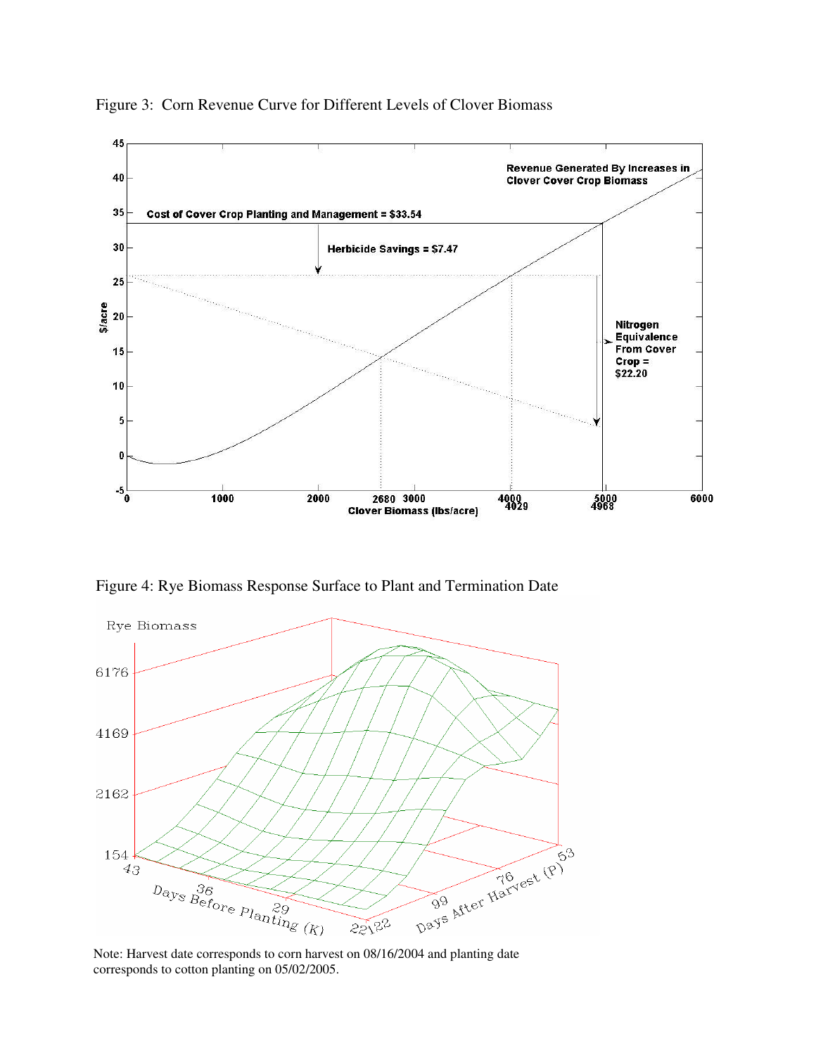Figure 3: Corn Revenue Curve for Different Levels of Clover Biomass

Figure 4: Rye Biomass Response Surface to Plant and Termination Date

Note: Harvest date corresponds to corn harvest on 08/16/2004 and planting date corresponds to cotton planting on 05/02/2005.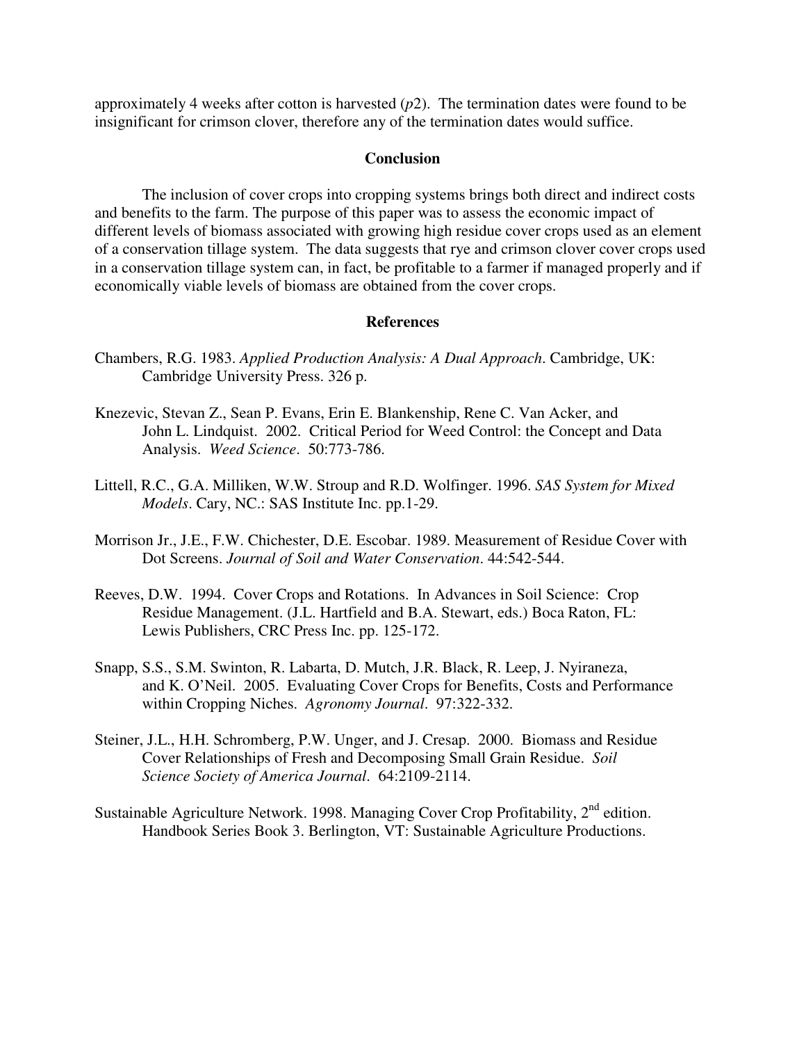approximately 4 weeks after cotton is harvested (*p*2). The termination dates were found to be insignificant for crimson clover, therefore any of the termination dates would suffice.

## Conclusion

The inclusion of cover crops into cropping systems brings both direct and indirect costs and benefits to the farm. The purpose of this paper was to assess the economic impact of different levels of biomass associated with growing high residue cover crops used as an element of a conservation tillage system. The data suggests that rye and crimson clover cover crops used in a conservation tillage system can, in fact, be profitable to a farmer if managed properly and if economically viable levels of biomass are obtained from the cover crops.

## References

Chambers, R.G. 1983. *Applied Production Analysis: A Dual Approach*. Cambridge, UK: Cambridge University Press. 326 p.

Knezevic, Stevan Z., Sean P. Evans, Erin E. Blankenship, Rene C. Van Acker, and John L. Lindquist. 2002. Critical Period for Weed Control: the Concept and Data Analysis. *Weed Science*. 50:773-786.

Littell, R.C., G.A. Milliken, W.W. Stroup and R.D. Wolfinger. 1996. *SAS System for Mixed Models*. Cary, NC.: SAS Institute Inc. pp.1-29.

Morrison Jr., J.E., F.W. Chichester, D.E. Escobar. 1989. Measurement of Residue Cover with Dot Screens. *Journal of Soil and Water Conservation*. 44:542-544.

Reeves, D.W. 1994. Cover Crops and Rotations. In Advances in Soil Science: Crop Residue Management. (J.L. Hartfield and B.A. Stewart, eds.) Boca Raton, FL: Lewis Publishers, CRC Press Inc. pp. 125-172.

Snapp, S.S., S.M. Swinton, R. Labarta, D. Mutch, J.R. Black, R. Leep, J. Nyiraneza, and K. O'Neil. 2005. Evaluating Cover Crops for Benefits, Costs and Performance within Cropping Niches. *Agronomy Journal*. 97:322-332.

Steiner, J.L., H.H. Schromberg, P.W. Unger, and J. Cresap. 2000. Biomass and Residue Cover Relationships of Fresh and Decomposing Small Grain Residue. *Soil Science Society of America Journal*. 64:2109-2114.

Sustainable Agriculture Network. 1998. Managing Cover Crop Profitability, 2nd edition. Handbook Series Book 3. Berlington, VT: Sustainable Agriculture Productions.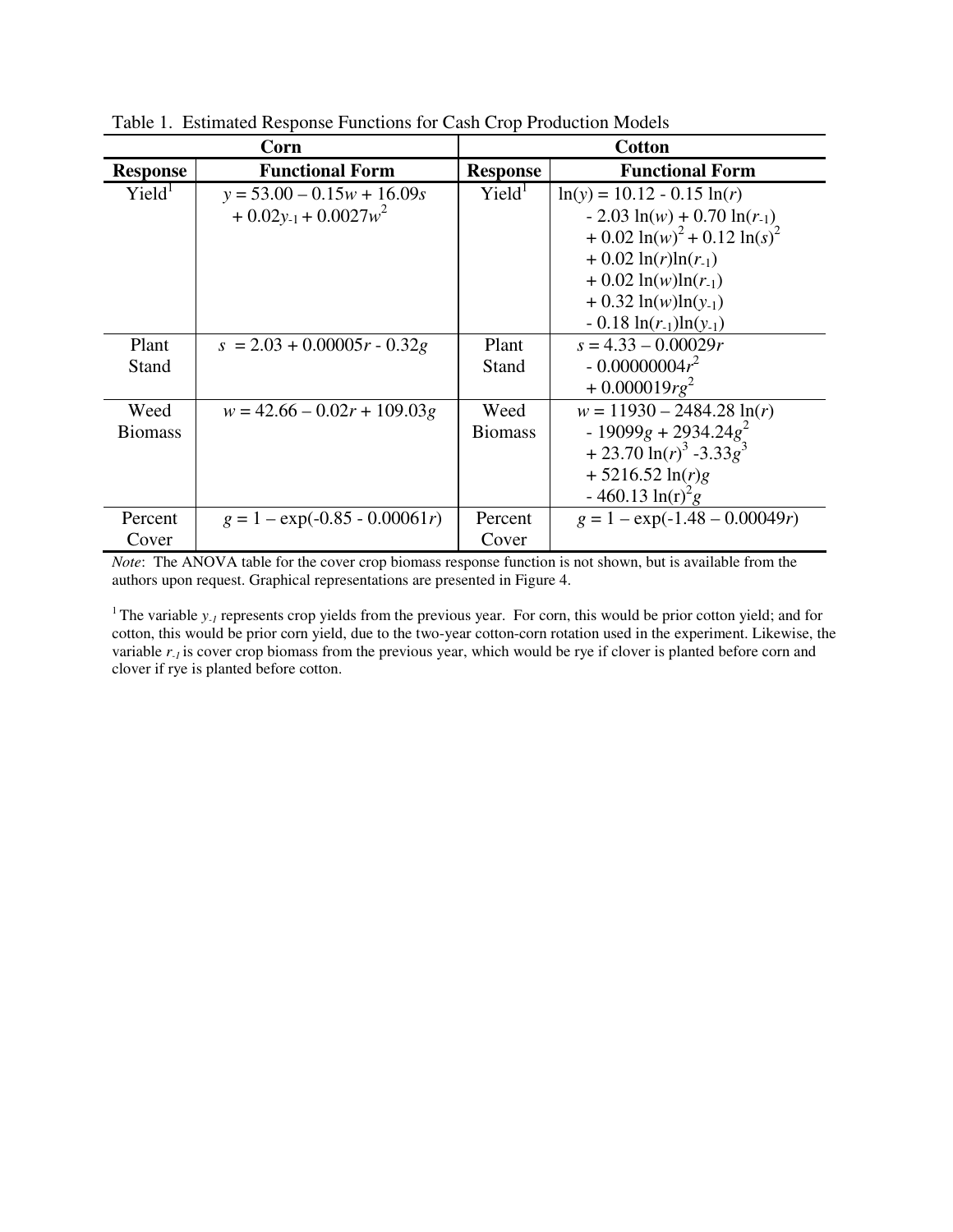Table 1. Estimated Response Functions for Cash Crop Production Models

| Corn | | Cotton | |
|---|---|---|---|
| **Response** | **Functional Form** | **Response** | **Functional Form** |
| Yield[1] | $y = 53.00 - 0.15w + 16.09s + 0.02y_{-1} + 0.0027w^2$ | Yield[1] | $\ln(y) = 10.12 - 0.15\ln(r) - 2.03\ln(w) + 0.70\ln(r_{-1}) + 0.02\ln(w)^2 + 0.12\ln(s)^2 + 0.02\ln(r)\ln(r_{-1}) + 0.02\ln(w)\ln(r_{-1}) + 0.32\ln(w)\ln(y_{-1}) - 0.18\ln(r_{-1})\ln(y_{-1})$ |
| Plant Stand | $s = 2.03 + 0.00005r - 0.32g$ | Plant Stand | $s = 4.33 - 0.00029r - 0.00000004r^2 + 0.000019rg^2$ |
| Weed Biomass | $w = 42.66 - 0.02r + 109.03g$ | Weed Biomass | $w = 11930 - 2484.28\ln(r) - 19099g + 2934.24g^2 + 23.70\ln(r)^3 - 3.33g^3 + 5216.52\ln(r)g - 460.13\ln(r)^2g$ |
| Percent Cover | $g = 1 - \exp(-0.85 - 0.00061r)$ | Percent Cover | $g = 1 - \exp(-1.48 - 0.00049r)$ |

*Note*: The ANOVA table for the cover crop biomass response function is not shown, but is available from the authors upon request. Graphical representations are presented in Figure 4.

[1] The variable $y_{-1}$ represents crop yields from the previous year. For corn, this would be prior cotton yield; and for cotton, this would be prior corn yield, due to the two-year cotton-corn rotation used in the experiment. Likewise, the variable $r_{-1}$ is cover crop biomass from the previous year, which would be rye if clover is planted before corn and clover if rye is planted before cotton.